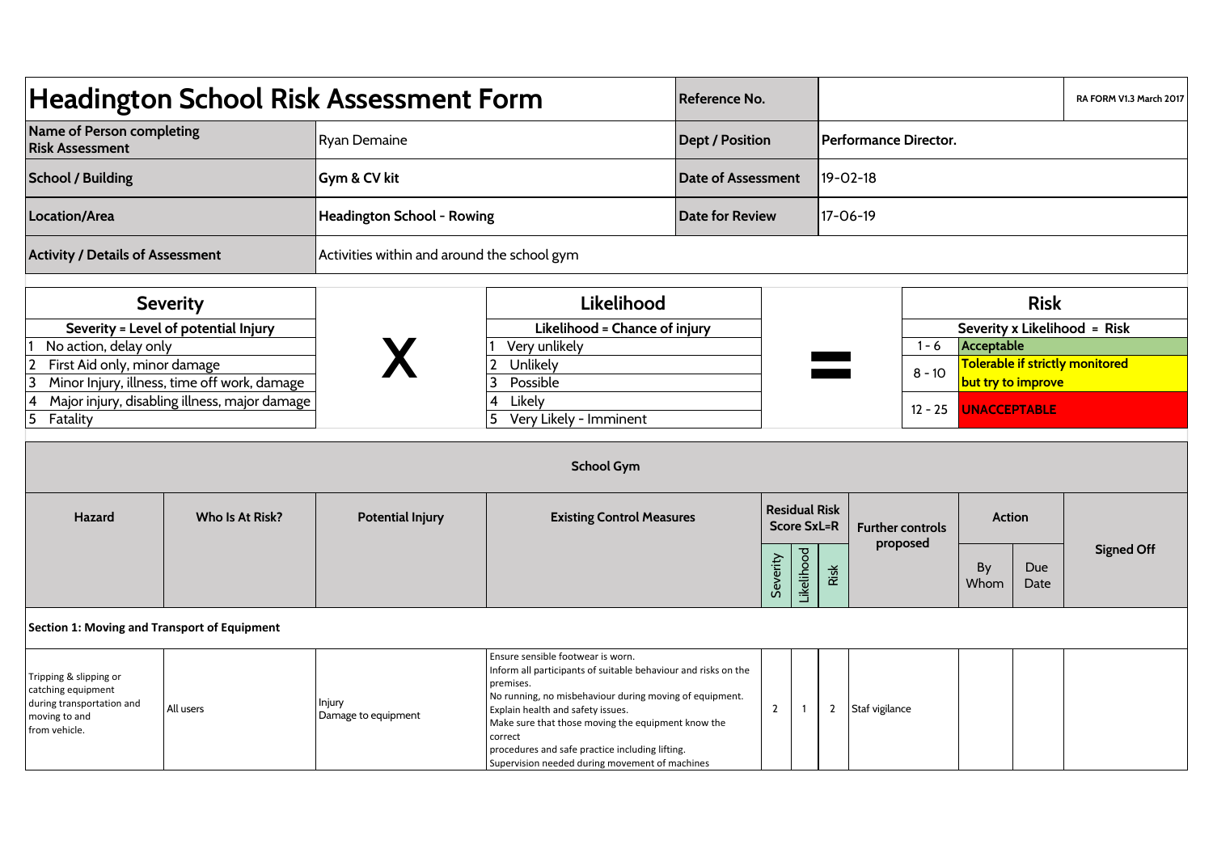# Headington School Risk Assessment Form

| | | | | |
|---|---|---|---|---|
| **Reference No.** | | | | RA FORM V1.3 March 2017 |
| **Name of Person completing Risk Assessment** | Ryan Demaine | **Dept / Position** | **Performance Director.** | |
| **School / Building** | **Gym & CV kit** | **Date of Assessment** | 19-02-18 | |
| **Location/Area** | **Headington School - Rowing** | **Date for Review** | 17-06-19 | |
| **Activity / Details of Assessment** | Activities within and around the school gym | | | |

| Severity | | Likelihood | | Risk | |
|---|---|---|---|---|---|
| **Severity = Level of potential Injury** | X | **Likelihood = Chance of injury** | = | **Severity x Likelihood = Risk** | |
| 1 No action, delay only | | 1 Very unlikely | | 1 - 6 | **Acceptable** |
| 2 First Aid only, minor damage | | 2 Unlikely | | 8 - 10 | **Tolerable if strictly monitored but try to improve** |
| 3 Minor Injury, illness, time off work, damage | | 3 Possible | | 12 - 25 | **UNACCEPTABLE** |
| 4 Major injury, disabling illness, major damage | | 4 Likely | | | |
| 5 Fatality | | 5 Very Likely - Imminent | | | |

## School Gym

| Hazard | Who Is At Risk? | Potential Injury | Existing Control Measures | Residual Risk Score SxL=R | | | Further controls proposed | Action | | Signed Off |
|---|---|---|---|---|---|---|---|---|---|---|
| | | | | Severity | Likelihood | Risk | | By Whom | Due Date | |
| **Section 1: Moving and Transport of Equipment** | | | | | | | | | | |
| Tripping & slipping or catching equipment during transportation and moving to and from vehicle. | All users | Injury<br>Damage to equipment | Ensure sensible footwear is worn.<br>Inform all participants of suitable behaviour and risks on the premises.<br>No running, no misbehaviour during moving of equipment.<br>Explain health and safety issues.<br>Make sure that those moving the equipment know the correct procedures and safe practice including lifting.<br>Supervision needed during movement of machines | 2 | 1 | 2 | Staf vigilance | | | |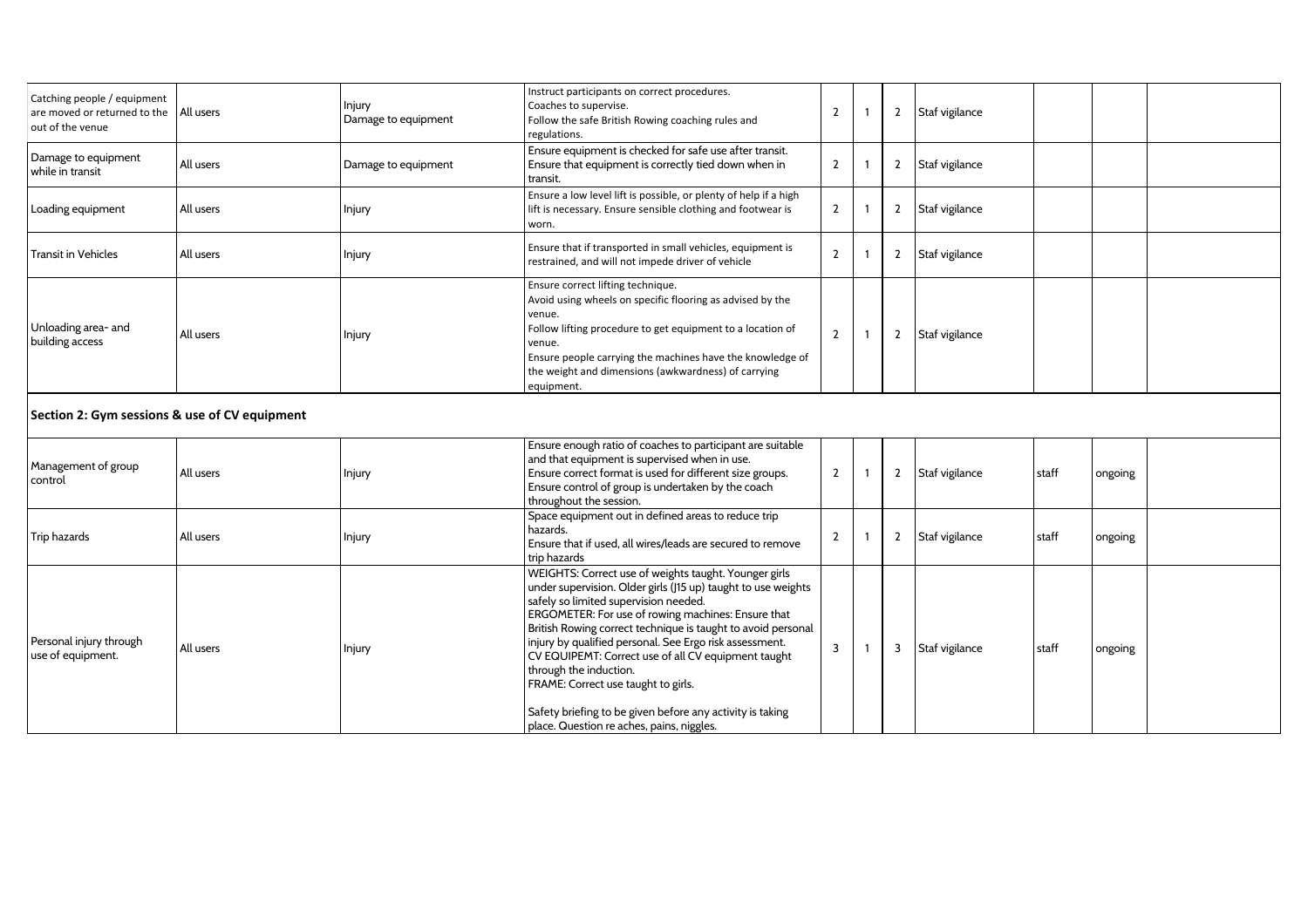| | | | | | | | | | | |
|---|---|---|---|---|---|---|---|---|---|---|
| Catching people / equipment are moved or returned to the out of the venue | All users | Injury<br>Damage to equipment | Instruct participants on correct procedures.<br>Coaches to supervise.<br>Follow the safe British Rowing coaching rules and regulations. | 2 | 1 | 2 | Staf vigilance | | | |
| Damage to equipment while in transit | All users | Damage to equipment | Ensure equipment is checked for safe use after transit.<br>Ensure that equipment is correctly tied down when in transit. | 2 | 1 | 2 | Staf vigilance | | | |
| Loading equipment | All users | Injury | Ensure a low level lift is possible, or plenty of help if a high lift is necessary. Ensure sensible clothing and footwear is worn. | 2 | 1 | 2 | Staf vigilance | | | |
| Transit in Vehicles | All users | Injury | Ensure that if transported in small vehicles, equipment is restrained, and will not impede driver of vehicle | 2 | 1 | 2 | Staf vigilance | | | |
| Unloading area- and building access | All users | Injury | Ensure correct lifting technique.<br>Avoid using wheels on specific flooring as advised by the venue.<br>Follow lifting procedure to get equipment to a location of venue.<br>Ensure people carrying the machines have the knowledge of the weight and dimensions (awkwardness) of carrying equipment. | 2 | 1 | 2 | Staf vigilance | | | |

**Section 2: Gym sessions & use of CV equipment**

| | | | | | | | | | | |
|---|---|---|---|---|---|---|---|---|---|---|
| Management of group control | All users | Injury | Ensure enough ratio of coaches to participant are suitable and that equipment is supervised when in use.<br>Ensure correct format is used for different size groups.<br>Ensure control of group is undertaken by the coach throughout the session. | 2 | 1 | 2 | Staf vigilance | staff | ongoing | |
| Trip hazards | All users | Injury | Space equipment out in defined areas to reduce trip hazards.<br>Ensure that if used, all wires/leads are secured to remove trip hazards | 2 | 1 | 2 | Staf vigilance | staff | ongoing | |
| Personal injury through use of equipment. | All users | Injury | WEIGHTS: Correct use of weights taught. Younger girls under supervision. Older girls (J15 up) taught to use weights safely so limited supervision needed.<br>ERGOMETER: For use of rowing machines: Ensure that British Rowing correct technique is taught to avoid personal injury by qualified personal. See Ergo risk assessment.<br>CV EQUIPEMT: Correct use of all CV equipment taught through the induction.<br>FRAME: Correct use taught to girls.<br><br>Safety briefing to be given before any activity is taking place. Question re aches, pains, niggles. | 3 | 1 | 3 | Staf vigilance | staff | ongoing | |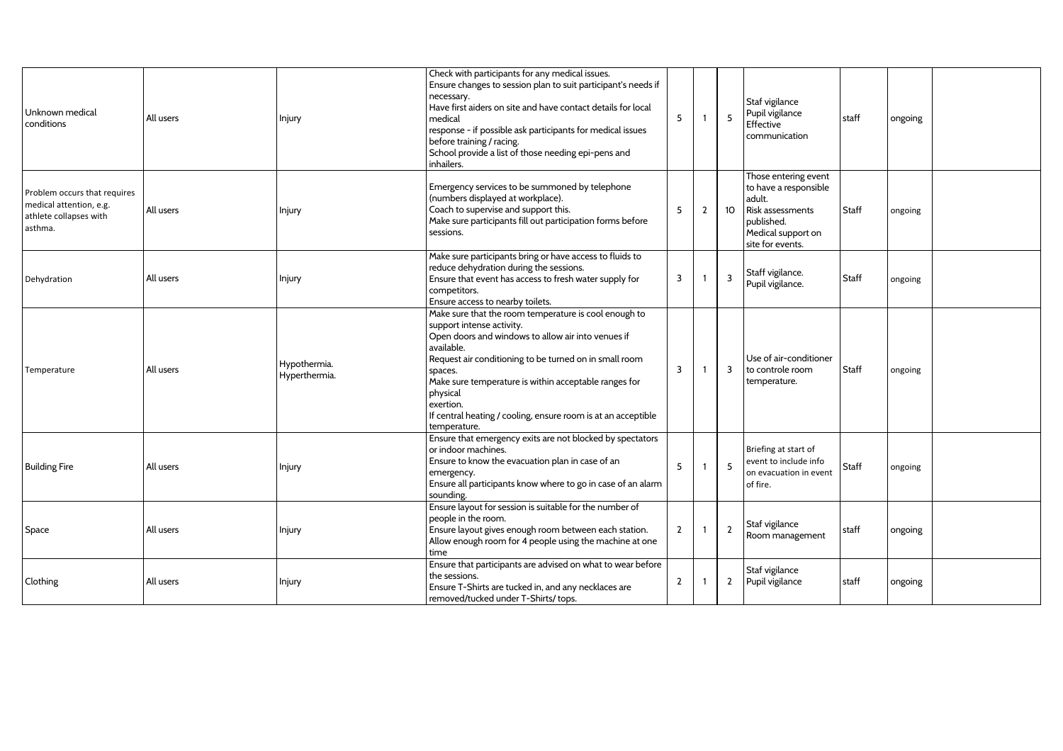| | | | | | | | | | | |
|---|---|---|---|---|---|---|---|---|---|---|
| Unknown medical conditions | All users | Injury | Check with participants for any medical issues.<br>Ensure changes to session plan to suit participant's needs if necessary.<br>Have first aiders on site and have contact details for local medical<br>response - if possible ask participants for medical issues before training / racing.<br>School provide a list of those needing epi-pens and inhailers. | 5 | 1 | 5 | Staf vigilance<br>Pupil vigilance<br>Effective communication | staff | ongoing | |
| Problem occurs that requires medical attention, e.g. athlete collapses with asthma. | All users | Injury | Emergency services to be summoned by telephone (numbers displayed at workplace).<br>Coach to supervise and support this.<br>Make sure participants fill out participation forms before sessions. | 5 | 2 | 10 | Those entering event to have a responsible adult.<br>Risk assessments published.<br>Medical support on site for events. | Staff | ongoing | |
| Dehydration | All users | Injury | Make sure participants bring or have access to fluids to reduce dehydration during the sessions.<br>Ensure that event has access to fresh water supply for competitors.<br>Ensure access to nearby toilets. | 3 | 1 | 3 | Staff vigilance.<br>Pupil vigilance. | Staff | ongoing | |
| Temperature | All users | Hypothermia.<br>Hyperthermia. | Make sure that the room temperature is cool enough to support intense activity.<br>Open doors and windows to allow air into venues if available.<br>Request air conditioning to be turned on in small room spaces.<br>Make sure temperature is within acceptable ranges for physical<br>exertion.<br>If central heating / cooling, ensure room is at an acceptible temperature. | 3 | 1 | 3 | Use of air-conditioner to controle room temperature. | Staff | ongoing | |
| Building Fire | All users | Injury | Ensure that emergency exits are not blocked by spectators or indoor machines.<br>Ensure to know the evacuation plan in case of an emergency.<br>Ensure all participants know where to go in case of an alarm sounding. | 5 | 1 | 5 | Briefing at start of event to include info on evacuation in event of fire. | Staff | ongoing | |
| Space | All users | Injury | Ensure layout for session is suitable for the number of people in the room.<br>Ensure layout gives enough room between each station.<br>Allow enough room for 4 people using the machine at one time | 2 | 1 | 2 | Staf vigilance<br>Room management | staff | ongoing | |
| Clothing | All users | Injury | Ensure that participants are advised on what to wear before the sessions.<br>Ensure T-Shirts are tucked in, and any necklaces are removed/tucked under T-Shirts/ tops. | 2 | 1 | 2 | Staf vigilance<br>Pupil vigilance | staff | ongoing | |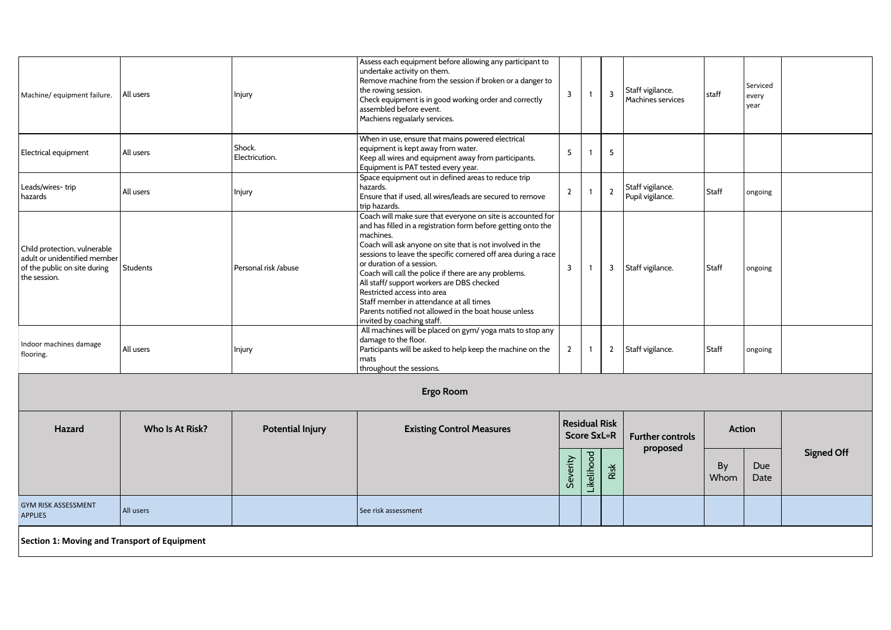| Machine/ equipment failure. | All users | Injury | Assess each equipment before allowing any participant to undertake activity on them.<br>Remove machine from the session if broken or a danger to the rowing session.<br>Check equipment is in good working order and correctly assembled before event.<br>Machiens regualarly services. | 3 | 1 | 3 | Staff vigilance.<br>Machines services | staff | Serviced every year | |
|---|---|---|---|---|---|---|---|---|---|---|
| Electrical equipment | All users | Shock.<br>Electricution. | When in use, ensure that mains powered electrical equipment is kept away from water.<br>Keep all wires and equipment away from participants.<br>Equipment is PAT tested every year. | 5 | 1 | 5 | | | | |
| Leads/wires- trip hazards | All users | Injury | Space equipment out in defined areas to reduce trip hazards.<br>Ensure that if used, all wires/leads are secured to remove trip hazards. | 2 | 1 | 2 | Staff vigilance.<br>Pupil vigilance. | Staff | ongoing | |
| Child protection, vulnerable adult or unidentified member of the public on site during the session. | Students | Personal risk /abuse | Coach will make sure that everyone on site is accounted for and has filled in a registration form before getting onto the machines.<br>Coach will ask anyone on site that is not involved in the sessions to leave the specific cornered off area during a race or duration of a session.<br>Coach will call the police if there are any problems.<br>All staff/ support workers are DBS checked<br>Restricted access into area<br>Staff member in attendance at all times<br>Parents notified not allowed in the boat house unless invited by coaching staff. | 3 | 1 | 3 | Staff vigilance. | Staff | ongoing | |
| Indoor machines damage flooring. | All users | Injury | All machines will be placed on gym/ yoga mats to stop any damage to the floor.<br>Participants will be asked to help keep the machine on the mats<br>throughout the sessions. | 2 | 1 | 2 | Staff vigilance. | Staff | ongoing | |

**Ergo Room**

| Hazard | Who Is At Risk? | Potential Injury | Existing Control Measures | Residual Risk Score SxL=R | | | Further controls proposed | Action | | Signed Off |
|---|---|---|---|---|---|---|---|---|---|---|
| | | | | Severity | Likelihood | Risk | | By Whom | Due Date | |
| GYM RISK ASSESSMENT APPLIES | All users | | See risk assessment | | | | | | | |

**Section 1: Moving and Transport of Equipment**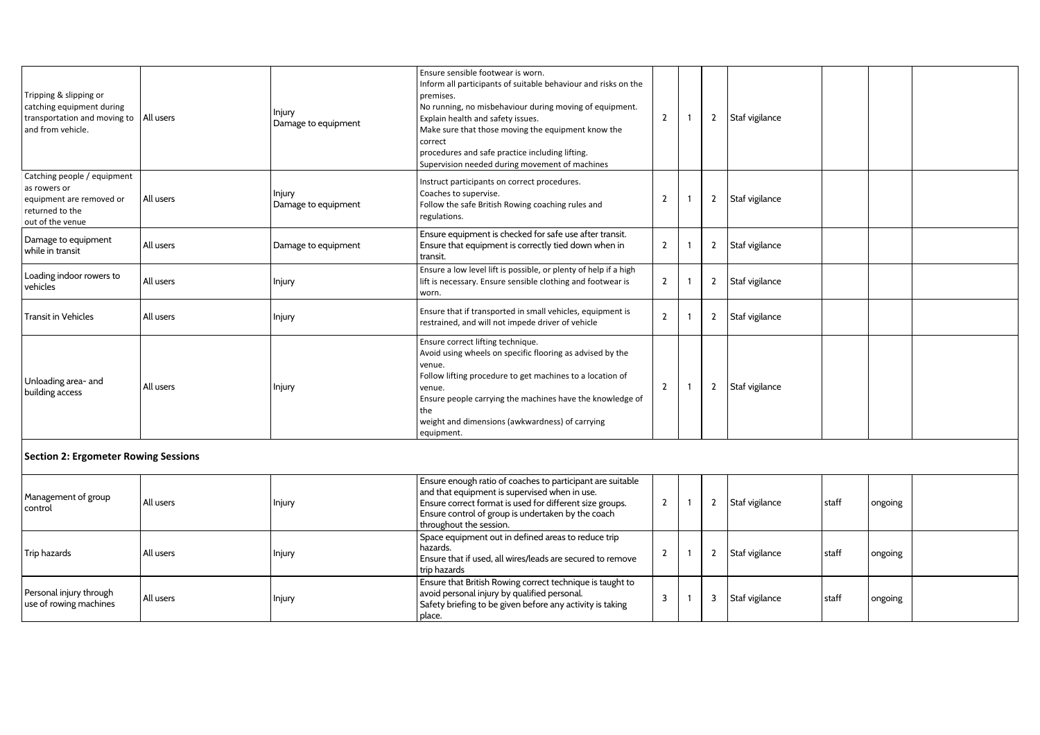| | | | | | | | | | | |
|---|---|---|---|---|---|---|---|---|---|---|
| Tripping & slipping or catching equipment during transportation and moving to and from vehicle. | All users | Injury<br>Damage to equipment | Ensure sensible footwear is worn.<br>Inform all participants of suitable behaviour and risks on the premises.<br>No running, no misbehaviour during moving of equipment.<br>Explain health and safety issues.<br>Make sure that those moving the equipment know the correct<br>procedures and safe practice including lifting.<br>Supervision needed during movement of machines | 2 | 1 | 2 | Staf vigilance | | | |
| Catching people / equipment as rowers or equipment are removed or returned to the out of the venue | All users | Injury<br>Damage to equipment | Instruct participants on correct procedures.<br>Coaches to supervise.<br>Follow the safe British Rowing coaching rules and regulations. | 2 | 1 | 2 | Staf vigilance | | | |
| Damage to equipment while in transit | All users | Damage to equipment | Ensure equipment is checked for safe use after transit.<br>Ensure that equipment is correctly tied down when in transit. | 2 | 1 | 2 | Staf vigilance | | | |
| Loading indoor rowers to vehicles | All users | Injury | Ensure a low level lift is possible, or plenty of help if a high lift is necessary. Ensure sensible clothing and footwear is worn. | 2 | 1 | 2 | Staf vigilance | | | |
| Transit in Vehicles | All users | Injury | Ensure that if transported in small vehicles, equipment is restrained, and will not impede driver of vehicle | 2 | 1 | 2 | Staf vigilance | | | |
| Unloading area- and building access | All users | Injury | Ensure correct lifting technique.<br>Avoid using wheels on specific flooring as advised by the venue.<br>Follow lifting procedure to get machines to a location of venue.<br>Ensure people carrying the machines have the knowledge of the<br>weight and dimensions (awkwardness) of carrying equipment. | 2 | 1 | 2 | Staf vigilance | | | |
| **Section 2: Ergometer Rowing Sessions** | | | | | | | | | | |
| Management of group control | All users | Injury | Ensure enough ratio of coaches to participant are suitable and that equipment is supervised when in use.<br>Ensure correct format is used for different size groups.<br>Ensure control of group is undertaken by the coach throughout the session. | 2 | 1 | 2 | Staf vigilance | staff | ongoing | |
| Trip hazards | All users | Injury | Space equipment out in defined areas to reduce trip hazards.<br>Ensure that if used, all wires/leads are secured to remove trip hazards | 2 | 1 | 2 | Staf vigilance | staff | ongoing | |
| Personal injury through use of rowing machines | All users | Injury | Ensure that British Rowing correct technique is taught to avoid personal injury by qualified personal.<br>Safety briefing to be given before any activity is taking place. | 3 | 1 | 3 | Staf vigilance | staff | ongoing | |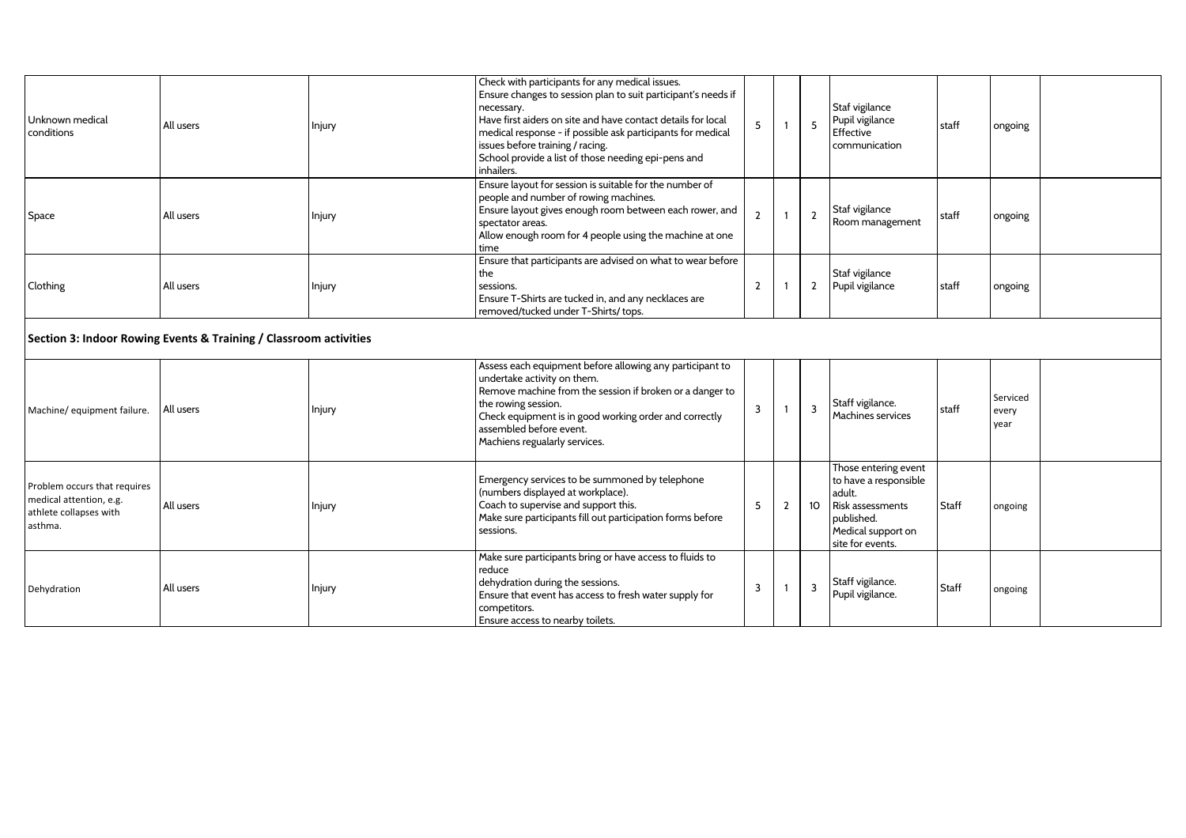| | | | | | | | | | | |
|---|---|---|---|---|---|---|---|---|---|---|
| Unknown medical conditions | All users | Injury | Check with participants for any medical issues.<br>Ensure changes to session plan to suit participant's needs if necessary.<br>Have first aiders on site and have contact details for local medical response - if possible ask participants for medical issues before training / racing.<br>School provide a list of those needing epi-pens and inhailers. | 5 | 1 | 5 | Staf vigilance<br>Pupil vigilance<br>Effective communication | staff | ongoing | |
| Space | All users | Injury | Ensure layout for session is suitable for the number of people and number of rowing machines.<br>Ensure layout gives enough room between each rower, and spectator areas.<br>Allow enough room for 4 people using the machine at one time | 2 | 1 | 2 | Staf vigilance<br>Room management | staff | ongoing | |
| Clothing | All users | Injury | Ensure that participants are advised on what to wear before the sessions.<br>Ensure T-Shirts are tucked in, and any necklaces are removed/tucked under T-Shirts/ tops. | 2 | 1 | 2 | Staf vigilance<br>Pupil vigilance | staff | ongoing | |
| **Section 3: Indoor Rowing Events & Training / Classroom activities** | | | | | | | | | | |
| Machine/ equipment failure. | All users | Injury | Assess each equipment before allowing any participant to undertake activity on them.<br>Remove machine from the session if broken or a danger to the rowing session.<br>Check equipment is in good working order and correctly assembled before event.<br>Machiens regualarly services. | 3 | 1 | 3 | Staff vigilance.<br>Machines services | staff | Serviced every year | |
| Problem occurs that requires medical attention, e.g. athlete collapses with asthma. | All users | Injury | Emergency services to be summoned by telephone (numbers displayed at workplace).<br>Coach to supervise and support this.<br>Make sure participants fill out participation forms before sessions. | 5 | 2 | 10 | Those entering event to have a responsible adult.<br>Risk assessments published.<br>Medical support on site for events. | Staff | ongoing | |
| Dehydration | All users | Injury | Make sure participants bring or have access to fluids to reduce dehydration during the sessions.<br>Ensure that event has access to fresh water supply for competitors.<br>Ensure access to nearby toilets. | 3 | 1 | 3 | Staff vigilance.<br>Pupil vigilance. | Staff | ongoing | |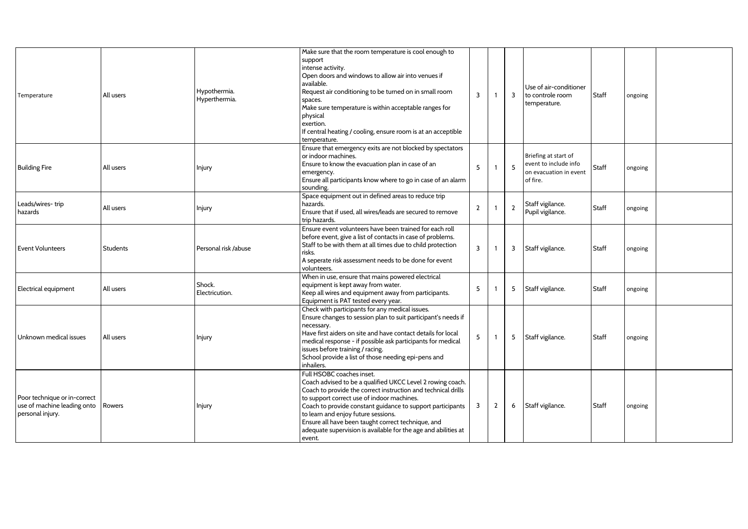| | | | | | | | | | | |
|---|---|---|---|---|---|---|---|---|---|---|
| Temperature | All users | Hypothermia.<br>Hyperthermia. | Make sure that the room temperature is cool enough to support<br>intense activity.<br>Open doors and windows to allow air into venues if available.<br>Request air conditioning to be turned on in small room spaces.<br>Make sure temperature is within acceptable ranges for physical<br>exertion.<br>If central heating / cooling, ensure room is at an acceptible temperature. | 3 | 1 | 3 | Use of air-conditioner to controle room temperature. | Staff | ongoing | |
| Building Fire | All users | Injury | Ensure that emergency exits are not blocked by spectators or indoor machines.<br>Ensure to know the evacuation plan in case of an emergency.<br>Ensure all participants know where to go in case of an alarm sounding. | 5 | 1 | 5 | Briefing at start of event to include info on evacuation in event of fire. | Staff | ongoing | |
| Leads/wires- trip hazards | All users | Injury | Space equipment out in defined areas to reduce trip hazards.<br>Ensure that if used, all wires/leads are secured to remove trip hazards. | 2 | 1 | 2 | Staff vigilance.<br>Pupil vigilance. | Staff | ongoing | |
| Event Volunteers | Students | Personal risk /abuse | Ensure event volunteers have been trained for each roll before event, give a list of contacts in case of problems.<br>Staff to be with them at all times due to child protection risks.<br>A seperate risk assessment needs to be done for event volunteers. | 3 | 1 | 3 | Staff vigilance. | Staff | ongoing | |
| Electrical equipment | All users | Shock.<br>Electrictuion. | When in use, ensure that mains powered electrical equipment is kept away from water.<br>Keep all wires and equipment away from participants.<br>Equipment is PAT tested every year. | 5 | 1 | 5 | Staff vigilance. | Staff | ongoing | |
| Unknown medical issues | All users | Injury | Check with participants for any medical issues.<br>Ensure changes to session plan to suit participant's needs if necessary.<br>Have first aiders on site and have contact details for local medical response - if possible ask participants for medical issues before training / racing.<br>School provide a list of those needing epi-pens and inhailers. | 5 | 1 | 5 | Staff vigilance. | Staff | ongoing | |
| Poor technique or in-correct use of machine leading onto personal injury. | Rowers | Injury | Full HSOBC coaches inset.<br>Coach advised to be a qualified UKCC Level 2 rowing coach.<br>Coach to provide the correct instruction and technical drills to support correct use of indoor machines.<br>Coach to provide constant guidance to support participants to learn and enjoy future sessions.<br>Ensure all have been taught correct technique, and adequate supervision is available for the age and abilities at event. | 3 | 2 | 6 | Staff vigilance. | Staff | ongoing | |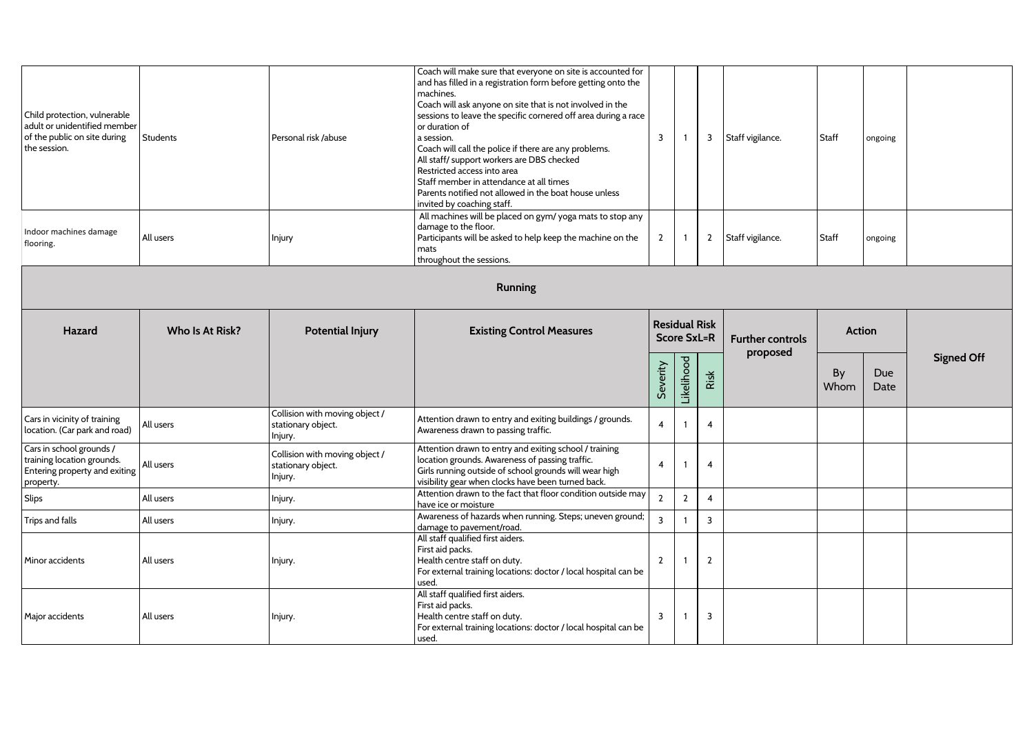| Child protection, vulnerable adult or unidentified member of the public on site during the session. | Students | Personal risk /abuse | Coach will make sure that everyone on site is accounted for and has filled in a registration form before getting onto the machines.<br>Coach will ask anyone on site that is not involved in the sessions to leave the specific cornered off area during a race or duration of a session.<br>Coach will call the police if there are any problems.<br>All staff/ support workers are DBS checked<br>Restricted access into area<br>Staff member in attendance at all times<br>Parents notified not allowed in the boat house unless invited by coaching staff. | 3 | 1 | 3 | Staff vigilance. | Staff | ongoing | |
|---|---|---|---|---|---|---|---|---|---|---|
| Indoor machines damage flooring. | All users | Injury | All machines will be placed on gym/ yoga mats to stop any damage to the floor.<br>Participants will be asked to help keep the machine on the mats throughout the sessions. | 2 | 1 | 2 | Staff vigilance. | Staff | ongoing | |

## Running

| Hazard | Who Is At Risk? | Potential Injury | Existing Control Measures | Residual Risk Score SxL=R | | | Further controls proposed | Action | | Signed Off |
|---|---|---|---|---|---|---|---|---|---|---|
| | | | | Severity | Likelihood | Risk | | By Whom | Due Date | |
| Cars in vicinity of training location. (Car park and road) | All users | Collision with moving object / stationary object.<br>Injury. | Attention drawn to entry and exiting buildings / grounds.<br>Awareness drawn to passing traffic. | 4 | 1 | 4 | | | | |
| Cars in school grounds / training location grounds. Entering property and exiting property. | All users | Collision with moving object / stationary object.<br>Injury. | Attention drawn to entry and exiting school / training location grounds. Awareness of passing traffic.<br>Girls running outside of school grounds will wear high visibility gear when clocks have been turned back. | 4 | 1 | 4 | | | | |
| Slips | All users | Injury. | Attention drawn to the fact that floor condition outside may have ice or moisture | 2 | 2 | 4 | | | | |
| Trips and falls | All users | Injury. | Awareness of hazards when running. Steps; uneven ground; damage to pavement/road. | 3 | 1 | 3 | | | | |
| Minor accidents | All users | Injury. | All staff qualified first aiders.<br>First aid packs.<br>Health centre staff on duty.<br>For external training locations: doctor / local hospital can be used. | 2 | 1 | 2 | | | | |
| Major accidents | All users | Injury. | All staff qualified first aiders.<br>First aid packs.<br>Health centre staff on duty.<br>For external training locations: doctor / local hospital can be used. | 3 | 1 | 3 | | | | |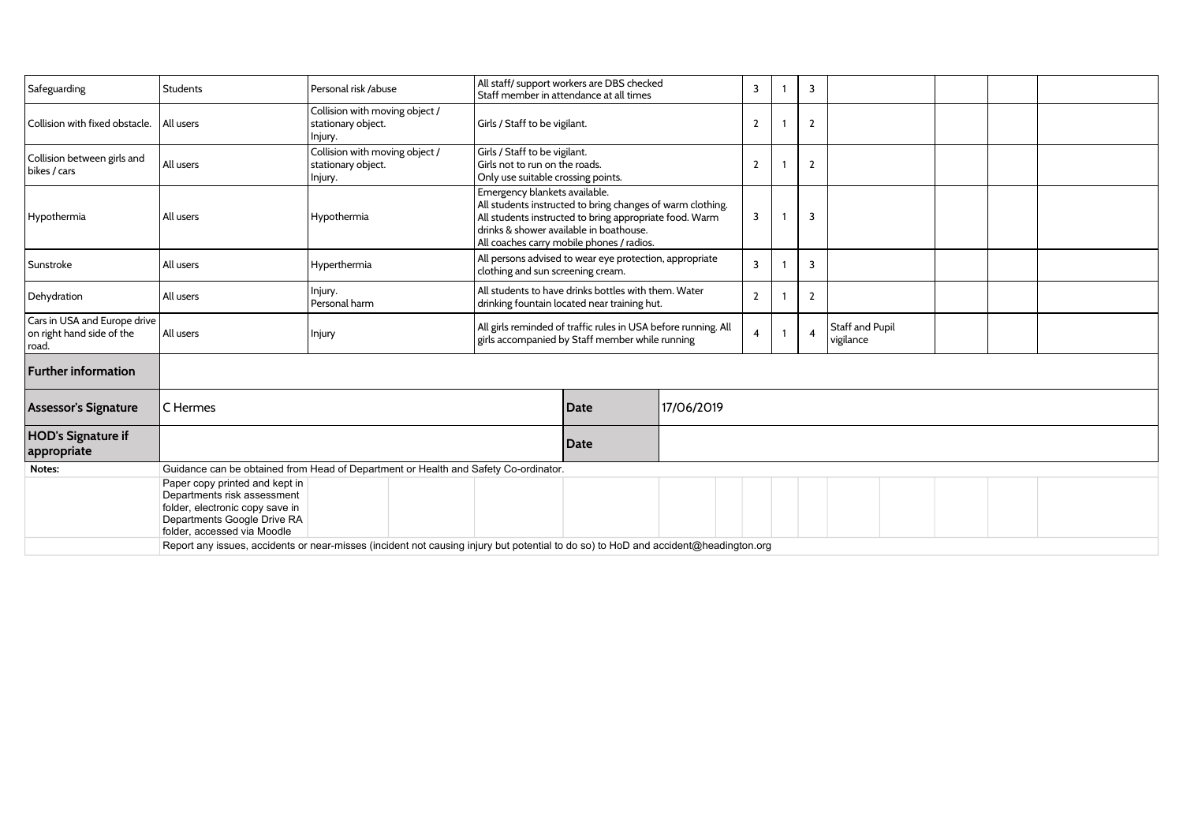| | | | | | | | | | | |
|---|---|---|---|---|---|---|---|---|---|---|
| Safeguarding | Students | Personal risk /abuse | All staff/ support workers are DBS checked<br>Staff member in attendance at all times | 3 | 1 | 3 | | | | |
| Collision with fixed obstacle. | All users | Collision with moving object / stationary object.<br>Injury. | Girls / Staff to be vigilant. | 2 | 1 | 2 | | | | |
| Collision between girls and bikes / cars | All users | Collision with moving object / stationary object.<br>Injury. | Girls / Staff to be vigilant.<br>Girls not to run on the roads.<br>Only use suitable crossing points. | 2 | 1 | 2 | | | | |
| Hypothermia | All users | Hypothermia | Emergency blankets available.<br>All students instructed to bring changes of warm clothing.<br>All students instructed to bring appropriate food. Warm drinks & shower available in boathouse.<br>All coaches carry mobile phones / radios. | 3 | 1 | 3 | | | | |
| Sunstroke | All users | Hyperthermia | All persons advised to wear eye protection, appropriate clothing and sun screening cream. | 3 | 1 | 3 | | | | |
| Dehydration | All users | Injury.<br>Personal harm | All students to have drinks bottles with them. Water drinking fountain located near training hut. | 2 | 1 | 2 | | | | |
| Cars in USA and Europe drive on right hand side of the road. | All users | Injury | All girls reminded of traffic rules in USA before running. All girls accompanied by Staff member while running | 4 | 1 | 4 | Staff and Pupil vigilance | | | |

| | | | |
|---|---|---|---|
| **Further information** | | | |
| **Assessor's Signature** | C Hermes | **Date** | 17/06/2019 |
| **HOD's Signature if appropriate** | | **Date** | |

**Notes:** Guidance can be obtained from Head of Department or Health and Safety Co-ordinator.

Paper copy printed and kept in Departments risk assessment folder, electronic copy save in Departments Google Drive RA folder, accessed via Moodle

Report any issues, accidents or near-misses (incident not causing injury but potential to do so) to HoD and accident@headington.org